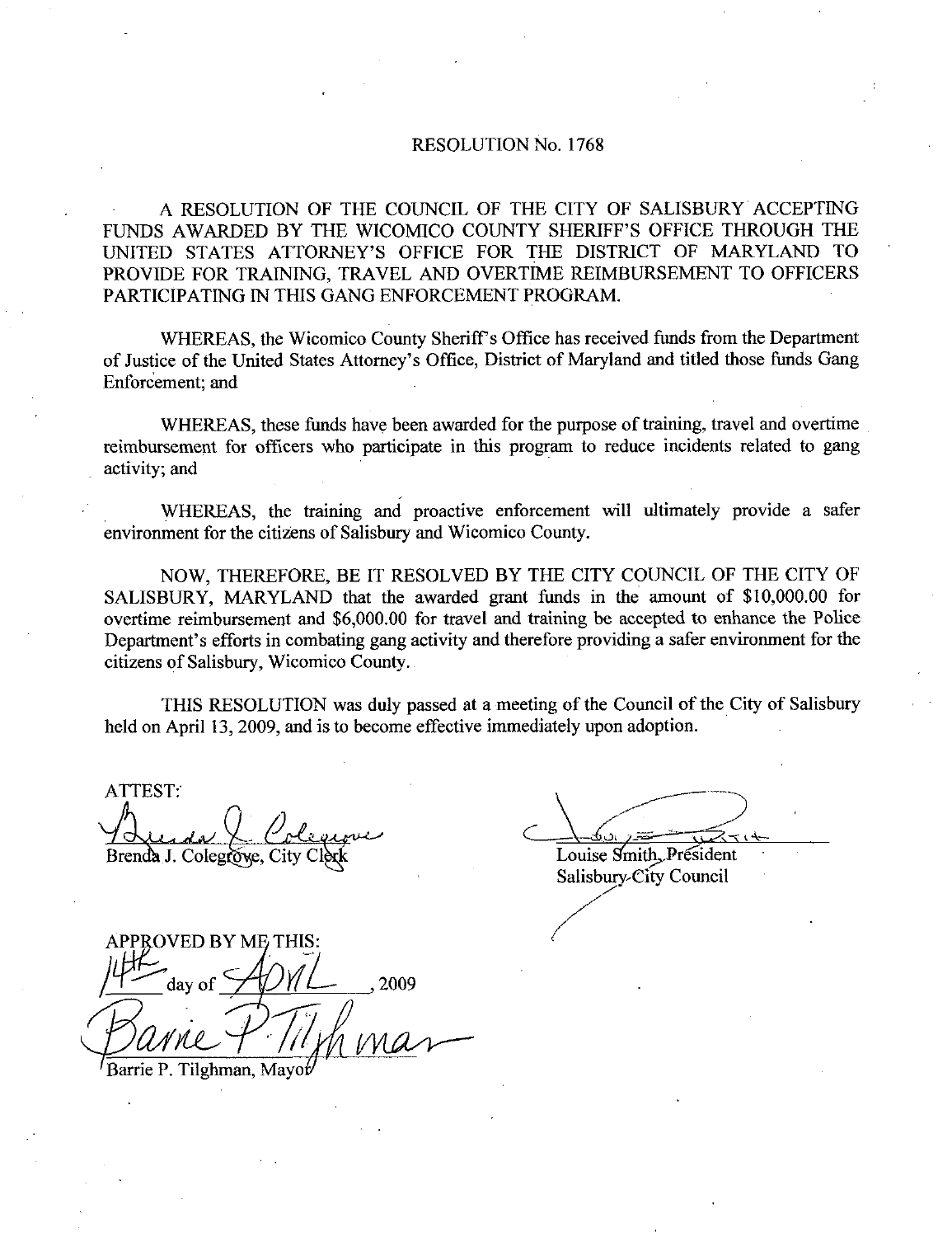# RESOLUTION No. 1768

A RESOLUTION OF THE COUNCIL OF THE CITY OF SALISBURY ACCEPTING FUNDS AWARDED BY THE WICOMICO COUNTY SHERIFF'S OFFICE THROUGH THE UNITED STATES ATTORNEY'S OFFICE FOR THE DISTRICT OF MARYLAND TO PROVIDE FOR TRAINING, TRAVEL AND OVERTIME REIMBURSEMENT TO OFFICERS PARTICIPATING IN THIS GANG ENFORCEMENT PROGRAM.

WHEREAS, the Wicomico County Sheriff's Office has received funds from the Department of Justice of the United States Attorney's Office, District of Maryland and titled those funds Gang Enforcement; and

WHEREAS, these funds have been awarded for the purpose of training, travel and overtime reimbursement for officers who participate in this program to reduce incidents related to gang activity; and

WHEREAS, the training and proactive enforcement will ultimately provide a safer environment for the citizens of Salisbury and Wicomico County.

NOW, THEREFORE, BE IT RESOLVED BY THE CITY COUNCIL OF THE CITY OF SALISBURY, MARYLAND that the awarded grant funds in the amount of $10,000.00 for overtime reimbursement and $6,000.00 for travel and training be accepted to enhance the Police Department's efforts in combating gang activity and therefore providing a safer environment for the citizens of Salisbury, Wicomico County.

THIS RESOLUTION was duly passed at a meeting of the Council of the City of Salisbury held on April 13, 2009, and is to become effective immediately upon adoption.

ATTEST:

Brenda J. Colegrove, City Clerk

Louise Smith, President
Salisbury City Council

APPROVED BY ME THIS:

14th day of April, 2009

Barrie P. Tilghman, Mayor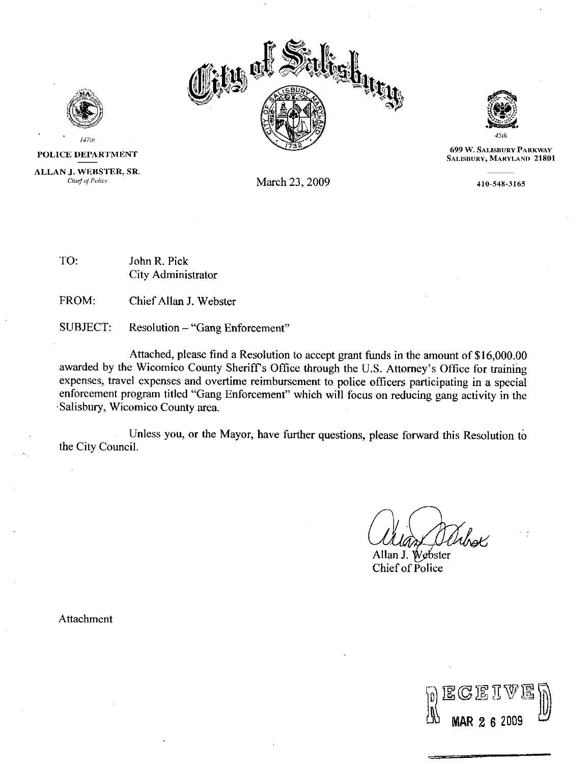# City of Salisbury

147th

**POLICE DEPARTMENT**

**ALLAN J. WEBSTER, SR.**
*Chief of Police*

45th

699 W. SALISBURY PARKWAY
SALISBURY, MARYLAND 21801

410-548-3165

March 23, 2009

TO: John R. Pick
City Administrator

FROM: Chief Allan J. Webster

SUBJECT: Resolution – "Gang Enforcement"

Attached, please find a Resolution to accept grant funds in the amount of $16,000.00 awarded by the Wicomico County Sheriff's Office through the U.S. Attorney's Office for training expenses, travel expenses and overtime reimbursement to police officers participating in a special enforcement program titled "Gang Enforcement" which will focus on reducing gang activity in the Salisbury, Wicomico County area.

Unless you, or the Mayor, have further questions, please forward this Resolution to the City Council.

Allan J. Webster
Chief of Police

Attachment

RECEIVED
MAR 26 2009